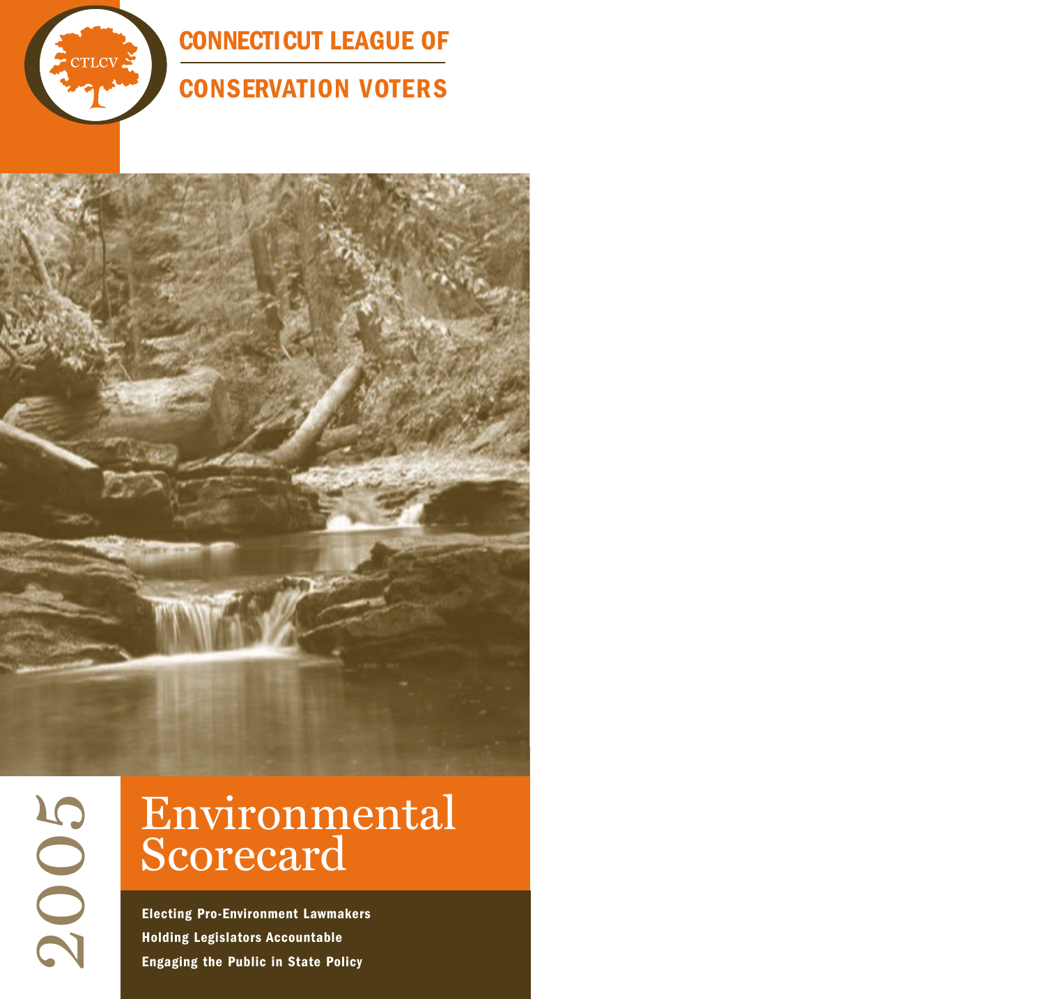CTLCV

# CONNECTICUT LEAGUE OF CONSERVATION VOTERS

2005

# Environmental Scorecard

**Electing Pro-Environment Lawmakers**
**Holding Legislators Accountable**
**Engaging the Public in State Policy**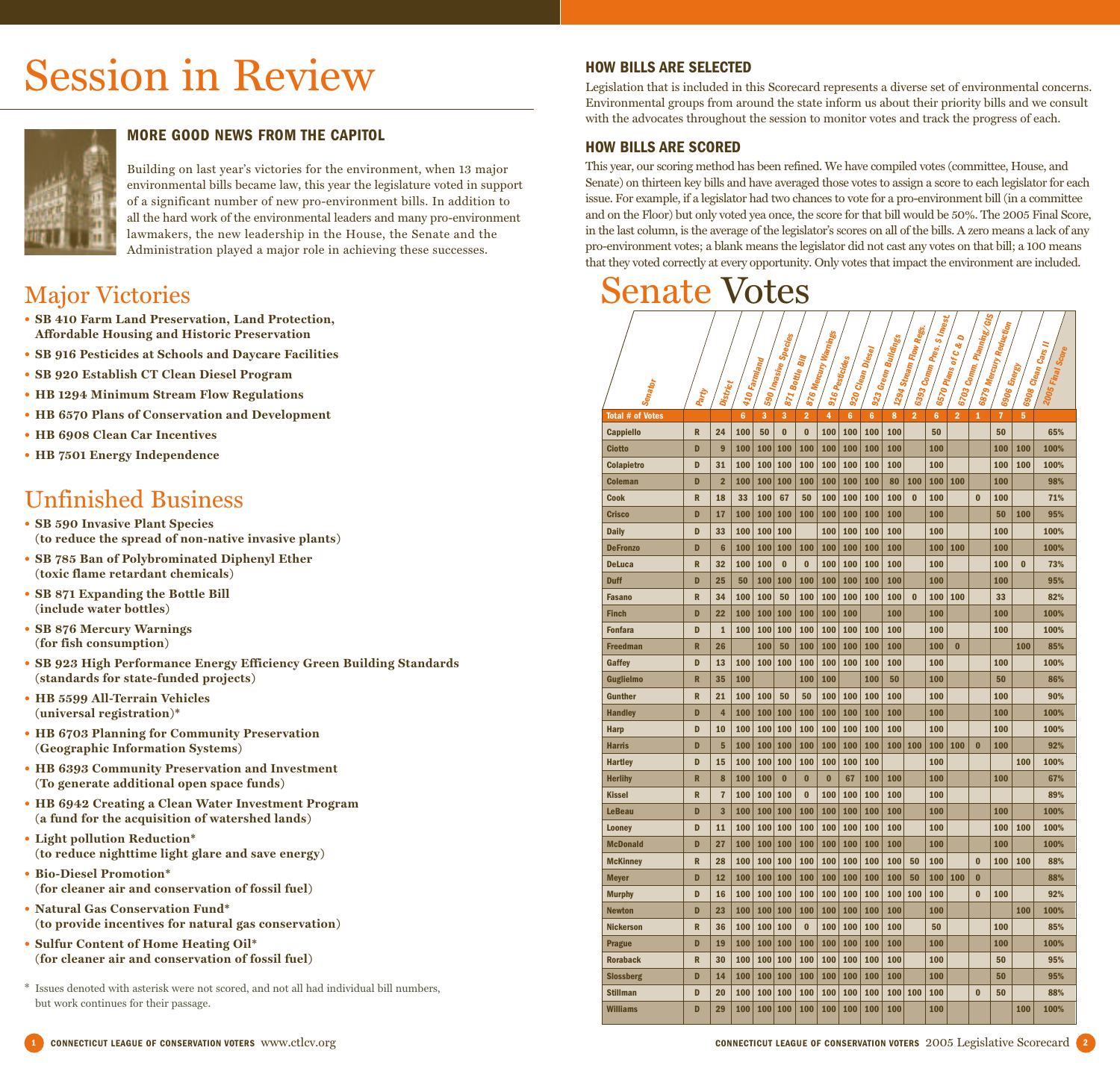# Session in Review

### MORE GOOD NEWS FROM THE CAPITOL

Building on last year's victories for the environment, when 13 major environmental bills became law, this year the legislature voted in support of a significant number of new pro-environment bills. In addition to all the hard work of the environmental leaders and many pro-environment lawmakers, the new leadership in the House, the Senate and the Administration played a major role in achieving these successes.

## Major Victories

- **SB 410 Farm Land Preservation, Land Protection, Affordable Housing and Historic Preservation**
- **SB 916 Pesticides at Schools and Daycare Facilities**
- **SB 920 Establish CT Clean Diesel Program**
- **HB 1294 Minimum Stream Flow Regulations**
- **HB 6570 Plans of Conservation and Development**
- **HB 6908 Clean Car Incentives**
- **HB 7501 Energy Independence**

## Unfinished Business

- **SB 590 Invasive Plant Species** (to reduce the spread of non-native invasive plants)
- **SB 785 Ban of Polybrominated Diphenyl Ether** (toxic flame retardant chemicals)
- **SB 871 Expanding the Bottle Bill** (include water bottles)
- **SB 876 Mercury Warnings** (for fish consumption)
- **SB 923 High Performance Energy Efficiency Green Building Standards** (standards for state-funded projects)
- **HB 5599 All-Terrain Vehicles** (universal registration)*
- **HB 6703 Planning for Community Preservation** (Geographic Information Systems)
- **HB 6393 Community Preservation and Investment** (To generate additional open space funds)
- **HB 6942 Creating a Clean Water Investment Program** (a fund for the acquisition of watershed lands)
- **Light pollution Reduction*** (to reduce nighttime light glare and save energy)
- **Bio-Diesel Promotion*** (for cleaner air and conservation of fossil fuel)
- **Natural Gas Conservation Fund*** (to provide incentives for natural gas conservation)
- **Sulfur Content of Home Heating Oil*** (for cleaner air and conservation of fossil fuel)

\* Issues denoted with asterisk were not scored, and not all had individual bill numbers, but work continues for their passage.

### HOW BILLS ARE SELECTED

Legislation that is included in this Scorecard represents a diverse set of environmental concerns. Environmental groups from around the state inform us about their priority bills and we consult with the advocates throughout the session to monitor votes and track the progress of each.

### HOW BILLS ARE SCORED

This year, our scoring method has been refined. We have compiled votes (committee, House, and Senate) on thirteen key bills and have averaged those votes to assign a score to each legislator for each issue. For example, if a legislator had two chances to vote for a pro-environment bill (in a committee and on the Floor) but only voted yea once, the score for that bill would be 50%. The 2005 Final Score, in the last column, is the average of the legislator's scores on all of the bills. A zero means a lack of any pro-environment votes; a blank means the legislator did not cast any votes on that bill; a 100 means that they voted correctly at every opportunity. Only votes that impact the environment are included.

## Senate Votes

| Senator | Party | District | 410 Farmland | 590 Invasive Species | 871 Bottle Bill | 876 Mercury Warnings | 916 Pesticides | 920 Clean Diesel | 923 Green Buildings | 1294 Stream Flow Regs. | 6393 Comm Pres. $ Invest. | 6570 Plans of C & D | 6703 Comm. Planning/GIS | 6879 Mercury Reduction | 6906 Energy | 6908 Clean Cars II | 2005 Final Score |
|---|---|---|---|---|---|---|---|---|---|---|---|---|---|---|---|---|---|
| Total # of Votes | | | 6 | 3 | 3 | 2 | 4 | 6 | 6 | 8 | 2 | 6 | 2 | 1 | 7 | 5 | |
| Cappiello | R | 24 | 100 | 50 | 0 | 0 | 100 | 100 | 100 | 100 | | 50 | | | 50 | | 65% |
| Ciotto | D | 9 | 100 | 100 | 100 | 100 | 100 | 100 | 100 | 100 | | 100 | | | 100 | 100 | 100% |
| Colapietro | D | 31 | 100 | 100 | 100 | 100 | 100 | 100 | 100 | 100 | | 100 | | | 100 | 100 | 100% |
| Coleman | D | 2 | 100 | 100 | 100 | 100 | 100 | 100 | 100 | 80 | 100 | 100 | 100 | | 100 | | 98% |
| Cook | R | 18 | 33 | 100 | 67 | 50 | 100 | 100 | 100 | 100 | 0 | 100 | | 0 | 100 | | 71% |
| Crisco | D | 17 | 100 | 100 | 100 | 100 | 100 | 100 | 100 | 100 | | 100 | | | 50 | 100 | 95% |
| Daily | D | 33 | 100 | 100 | 100 | | 100 | 100 | 100 | 100 | | 100 | | | 100 | | 100% |
| DeFronzo | D | 6 | 100 | 100 | 100 | 100 | 100 | 100 | 100 | 100 | | 100 | 100 | | 100 | | 100% |
| DeLuca | R | 32 | 100 | 100 | 0 | 0 | 100 | 100 | 100 | 100 | | 100 | | | 100 | 0 | 73% |
| Duff | D | 25 | 50 | 100 | 100 | 100 | 100 | 100 | 100 | 100 | | 100 | | | 100 | | 95% |
| Fasano | R | 34 | 100 | 100 | 50 | 100 | 100 | 100 | 100 | 100 | 0 | 100 | 100 | | 33 | | 82% |
| Finch | D | 22 | 100 | 100 | 100 | 100 | 100 | 100 | | 100 | | 100 | | | 100 | | 100% |
| Fonfara | D | 1 | 100 | 100 | 100 | 100 | 100 | 100 | 100 | 100 | | 100 | | | 100 | | 100% |
| Freedman | R | 26 | | 100 | 50 | 100 | 100 | 100 | 100 | 100 | | 100 | 0 | | | 100 | 85% |
| Gaffey | D | 13 | 100 | 100 | 100 | 100 | 100 | 100 | 100 | 100 | | 100 | | | 100 | | 100% |
| Guglielmo | R | 35 | 100 | | | 100 | 100 | | 100 | 50 | | 100 | | | 50 | | 86% |
| Gunther | R | 21 | 100 | 100 | 50 | 50 | 100 | 100 | 100 | 100 | | 100 | | | 100 | | 90% |
| Handley | D | 4 | 100 | 100 | 100 | 100 | 100 | 100 | 100 | 100 | | 100 | | | 100 | | 100% |
| Harp | D | 10 | 100 | 100 | 100 | 100 | 100 | 100 | 100 | 100 | | 100 | | | 100 | | 100% |
| Harris | D | 5 | 100 | 100 | 100 | 100 | 100 | 100 | 100 | 100 | 100 | 100 | 100 | 0 | 100 | | 92% |
| Hartley | D | 15 | 100 | 100 | 100 | 100 | 100 | 100 | 100 | | | 100 | | | | 100 | 100% |
| Herlihy | R | 8 | 100 | 100 | 0 | 0 | 0 | 67 | 100 | 100 | | 100 | | | 100 | | 67% |
| Kissel | R | 7 | 100 | 100 | 100 | 0 | 100 | 100 | 100 | 100 | | 100 | | | | | 89% |
| LeBeau | D | 3 | 100 | 100 | 100 | 100 | 100 | 100 | 100 | 100 | | 100 | | | 100 | | 100% |
| Looney | D | 11 | 100 | 100 | 100 | 100 | 100 | 100 | 100 | 100 | | 100 | | | 100 | 100 | 100% |
| McDonald | D | 27 | 100 | 100 | 100 | 100 | 100 | 100 | 100 | 100 | | 100 | | | 100 | | 100% |
| McKinney | R | 28 | 100 | 100 | 100 | 100 | 100 | 100 | 100 | 100 | 50 | 100 | | 0 | 100 | 100 | 88% |
| Meyer | D | 12 | 100 | 100 | 100 | 100 | 100 | 100 | 100 | 100 | 50 | 100 | 100 | 0 | | | 88% |
| Murphy | D | 16 | 100 | 100 | 100 | 100 | 100 | 100 | 100 | 100 | 100 | 100 | | 0 | 100 | | 92% |
| Newton | D | 23 | 100 | 100 | 100 | 100 | 100 | 100 | 100 | 100 | | 100 | | | | 100 | 100% |
| Nickerson | R | 36 | 100 | 100 | 100 | 0 | 100 | 100 | 100 | 100 | | 50 | | | 100 | | 85% |
| Prague | D | 19 | 100 | 100 | 100 | 100 | 100 | 100 | 100 | 100 | | 100 | | | 100 | | 100% |
| Roraback | R | 30 | 100 | 100 | 100 | 100 | 100 | 100 | 100 | 100 | | 100 | | | 50 | | 95% |
| Slossberg | D | 14 | 100 | 100 | 100 | 100 | 100 | 100 | 100 | 100 | | 100 | | | 50 | | 95% |
| Stillman | D | 20 | 100 | 100 | 100 | 100 | 100 | 100 | 100 | 100 | 100 | 100 | | 0 | 50 | | 88% |
| Williams | D | 29 | 100 | 100 | 100 | 100 | 100 | 100 | 100 | 100 | | 100 | | | | 100 | 100% |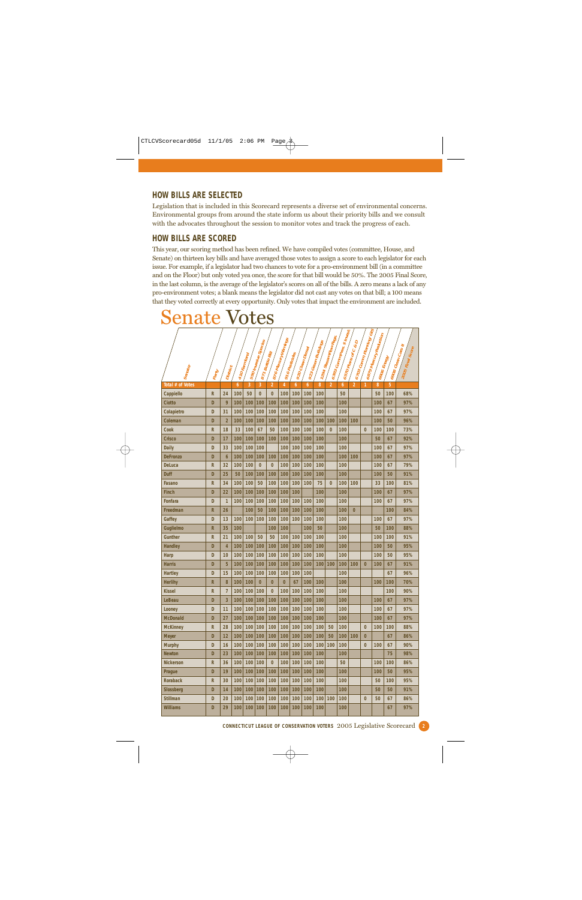## HOW BILLS ARE SELECTED

Legislation that is included in this Scorecard represents a diverse set of environmental concerns. Environmental groups from around the state inform us about their priority bills and we consult with the advocates throughout the session to monitor votes and track the progress of each.

## HOW BILLS ARE SCORED

This year, our scoring method has been refined. We have compiled votes (committee, House, and Senate) on thirteen key bills and have averaged those votes to assign a score to each legislator for each issue. For example, if a legislator had two chances to vote for a pro-environment bill (in a committee and on the Floor) but only voted yea once, the score for that bill would be 50%. The 2005 Final Score, in the last column, is the average of the legislator's scores on all of the bills. A zero means a lack of any pro-environment votes; a blank means the legislator did not cast any votes on that bill; a 100 means that they voted correctly at every opportunity. Only votes that impact the environment are included.

# Senate Votes

| Senator | Party | District | 430 Farmland | 590 Invasive Species | 671 Bottle Bill | 876 Mercury/Warnings | 916 Pesticides | 920 Clean Diesel | 923 Green Buildings | 1264 Stormwater Regs | 6309 Commerce, Tourism & Invest. | 6570 Plans of C & D | 6703 Comm. Planning OG | 6879 Mercury Reduction | 6906 Energy | 6908 Clean Cars II | 2005 Final Score |
|---|---|---|---|---|---|---|---|---|---|---|---|---|---|---|---|---|---|
| Total # of Votes | | | 6 | 3 | 3 | 2 | 4 | 6 | 6 | 8 | 2 | 6 | 2 | 1 | 8 | 5 | |
| Cappiello | R | 24 | 100 | 50 | 0 | 0 | 100 | 100 | 100 | 100 | | 50 | | | 50 | 100 | 68% |
| Ciotto | D | 9 | 100 | 100 | 100 | 100 | 100 | 100 | 100 | 100 | | 100 | | | 100 | 67 | 97% |
| Colapietro | D | 31 | 100 | 100 | 100 | 100 | 100 | 100 | 100 | 100 | | 100 | | | 100 | 67 | 97% |
| Coleman | D | 2 | 100 | 100 | 100 | 100 | 100 | 100 | 100 | 100 | 100 | 100 | 100 | | 100 | 50 | 96% |
| Cook | R | 18 | 33 | 100 | 67 | 50 | 100 | 100 | 100 | 100 | 0 | 100 | | 0 | 100 | 100 | 73% |
| Crisco | D | 17 | 100 | 100 | 100 | 100 | 100 | 100 | 100 | 100 | | 100 | | | 50 | 67 | 92% |
| Daily | D | 33 | 100 | 100 | 100 | | 100 | 100 | 100 | 100 | | 100 | | | 100 | 67 | 97% |
| DeFronzo | D | 6 | 100 | 100 | 100 | 100 | 100 | 100 | 100 | 100 | | 100 | 100 | | 100 | 67 | 97% |
| DeLuca | R | 32 | 100 | 100 | 0 | 0 | 100 | 100 | 100 | 100 | | 100 | | | 100 | 67 | 79% |
| Duff | D | 25 | 50 | 100 | 100 | 100 | 100 | 100 | 100 | 100 | | 100 | | | 100 | 50 | 91% |
| Fasano | R | 34 | 100 | 100 | 50 | 100 | 100 | 100 | 100 | 75 | 0 | 100 | 100 | | 33 | 100 | 81% |
| Finch | D | 22 | 100 | 100 | 100 | 100 | 100 | 100 | | 100 | | 100 | | | 100 | 67 | 97% |
| Fonfara | D | 1 | 100 | 100 | 100 | 100 | 100 | 100 | 100 | 100 | | 100 | | | 100 | 67 | 97% |
| Freedman | R | 26 | | 100 | 50 | 100 | 100 | 100 | 100 | 100 | | 100 | 0 | | | 100 | 84% |
| Gaffey | D | 13 | 100 | 100 | 100 | 100 | 100 | 100 | 100 | 100 | | 100 | | | 100 | 67 | 97% |
| Guglielmo | R | 35 | 100 | | | 100 | 100 | | 100 | 50 | | 100 | | | 50 | 100 | 88% |
| Gunther | R | 21 | 100 | 100 | 50 | 50 | 100 | 100 | 100 | 100 | | 100 | | | 100 | 100 | 91% |
| Handley | D | 4 | 100 | 100 | 100 | 100 | 100 | 100 | 100 | 100 | | 100 | | | 100 | 50 | 95% |
| Harp | D | 10 | 100 | 100 | 100 | 100 | 100 | 100 | 100 | 100 | | 100 | | | 100 | 50 | 95% |
| Harris | D | 5 | 100 | 100 | 100 | 100 | 100 | 100 | 100 | 100 | 100 | 100 | 100 | 0 | 100 | 67 | 91% |
| Hartley | D | 15 | 100 | 100 | 100 | 100 | 100 | 100 | 100 | | | 100 | | | | 67 | 96% |
| Herlihy | R | 8 | 100 | 100 | 0 | 0 | 0 | 67 | 100 | 100 | | 100 | | | 100 | 100 | 70% |
| Kissel | R | 7 | 100 | 100 | 100 | 0 | 100 | 100 | 100 | 100 | | 100 | | | | 100 | 90% |
| LeBeau | D | 3 | 100 | 100 | 100 | 100 | 100 | 100 | 100 | 100 | | 100 | | | 100 | 67 | 97% |
| Looney | D | 11 | 100 | 100 | 100 | 100 | 100 | 100 | 100 | 100 | | 100 | | | 100 | 67 | 97% |
| McDonald | D | 27 | 100 | 100 | 100 | 100 | 100 | 100 | 100 | 100 | | 100 | | | 100 | 67 | 97% |
| McKinney | R | 28 | 100 | 100 | 100 | 100 | 100 | 100 | 100 | 100 | 50 | 100 | | 0 | 100 | 100 | 88% |
| Meyer | D | 12 | 100 | 100 | 100 | 100 | 100 | 100 | 100 | 100 | 50 | 100 | 100 | 0 | | 67 | 86% |
| Murphy | D | 16 | 100 | 100 | 100 | 100 | 100 | 100 | 100 | 100 | 100 | 100 | | 0 | 100 | 67 | 90% |
| Newton | D | 23 | 100 | 100 | 100 | 100 | 100 | 100 | 100 | 100 | | 100 | | | | 75 | 98% |
| Nickerson | R | 36 | 100 | 100 | 100 | 0 | 100 | 100 | 100 | 100 | | 50 | | | 100 | 100 | 86% |
| Prague | D | 19 | 100 | 100 | 100 | 100 | 100 | 100 | 100 | 100 | | 100 | | | 100 | 50 | 95% |
| Roraback | R | 30 | 100 | 100 | 100 | 100 | 100 | 100 | 100 | 100 | | 100 | | | 50 | 100 | 95% |
| Slossberg | D | 14 | 100 | 100 | 100 | 100 | 100 | 100 | 100 | 100 | | 100 | | | 50 | 50 | 91% |
| Stillman | D | 20 | 100 | 100 | 100 | 100 | 100 | 100 | 100 | 100 | 100 | 100 | | 0 | 50 | 67 | 86% |
| Williams | D | 29 | 100 | 100 | 100 | 100 | 100 | 100 | 100 | 100 | | 100 | | | | 67 | 97% |

CONNECTICUT LEAGUE OF CONSERVATION VOTERS 2005 Legislative Scorecard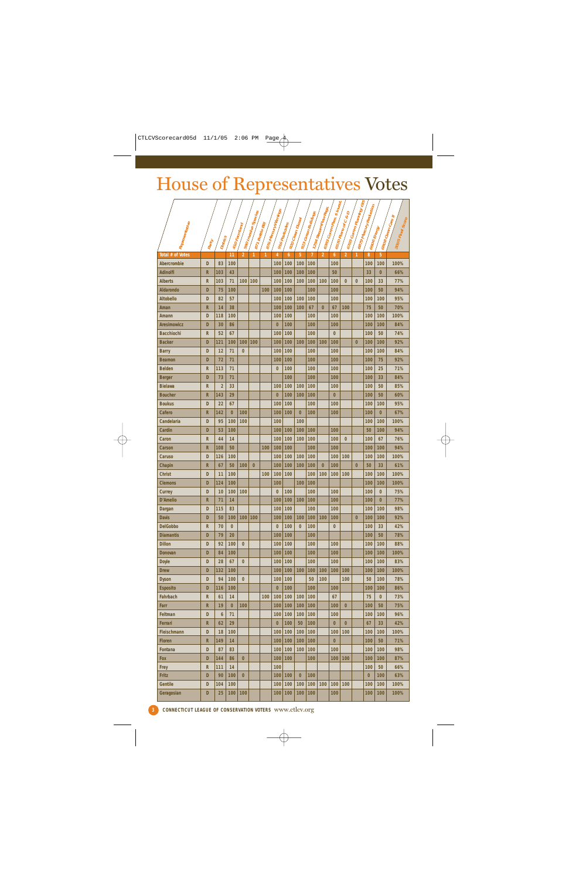# House of Representatives Votes

| Representative | Party | District | 410 Farmland | 580 Invasive Species | 871 Bottle Bill | 876 Mercury/Warnings | 916 Pesticides | 920 Clean Diesel | 922 Green Buildings | 1204 Stormwater Mgmt. | 6363 Comm Pres. $ Invest. | 6570 Plans of C & D | 6703 Comm Planning GIS | 6779 Mercury Reduction | 6805 Energy | 6826 Clean Cars II | 2005 Final Score |
|---|---|---|---|---|---|---|---|---|---|---|---|---|---|---|---|---|---|
| **Total # of Votes** | | | 11 | 2 | 1 | 1 | 4 | 6 | 5 | 7 | 2 | 6 | 2 | 1 | 8 | 5 | |
| Abercrombie | D | 83 | 100 | | | | 100 | 100 | 100 | 100 | | 100 | | | 100 | 100 | 100% |
| Adinolfi | R | 103 | 43 | | | | 100 | 100 | 100 | 100 | | 50 | | | 33 | 0 | 66% |
| Alberts | R | 103 | 71 | 100 | 100 | | 100 | 100 | 100 | 100 | 100 | 100 | 0 | 0 | 100 | 33 | 77% |
| Aldarondo | D | 75 | 100 | | | 100 | 100 | 100 | | 100 | | 100 | | | 100 | 50 | 94% |
| Altobello | D | 82 | 57 | | | | 100 | 100 | 100 | 100 | | 100 | | | 100 | 100 | 95% |
| Aman | R | 14 | 38 | | | | 100 | 100 | 100 | 67 | 0 | 67 | 100 | | 75 | 50 | 70% |
| Amann | D | 118 | 100 | | | | 100 | 100 | | 100 | | 100 | | | 100 | 100 | 100% |
| Aresimowicz | D | 30 | 86 | | | | 0 | 100 | | 100 | | 100 | | | 100 | 100 | 84% |
| Bacchiochi | R | 52 | 67 | | | | 100 | 100 | | 100 | | 0 | | | 100 | 50 | 74% |
| Backer | D | 121 | 100 | 100 | 100 | | 100 | 100 | 100 | 100 | 100 | 100 | | 0 | 100 | 100 | 92% |
| Barry | D | 12 | 71 | 0 | | | 100 | 100 | | 100 | | 100 | | | 100 | 100 | 84% |
| Beamon | D | 72 | 71 | | | | 100 | 100 | | 100 | | 100 | | | 100 | 75 | 92% |
| Belden | R | 113 | 71 | | | | 0 | 100 | | 100 | | 100 | | | 100 | 25 | 71% |
| Berger | D | 73 | 71 | | | | | 100 | | 100 | | 100 | | | 100 | 33 | 84% |
| Bielawa | R | 2 | 33 | | | | 100 | 100 | 100 | 100 | | 100 | | | 100 | 50 | 85% |
| Boucher | R | 143 | 29 | | | | 0 | 100 | 100 | 100 | | 0 | | | 100 | 50 | 60% |
| Boukus | D | 22 | 67 | | | | 100 | 100 | | 100 | | 100 | | | 100 | 100 | 95% |
| Cafero | R | 142 | 0 | 100 | | | 100 | 100 | 0 | 100 | | 100 | | | 100 | 0 | 67% |
| Candelaria | D | 95 | 100 | 100 | | | 100 | | 100 | | | | | | 100 | 100 | 100% |
| Cardin | D | 53 | 100 | | | | 100 | 100 | 100 | 100 | | 100 | | | 50 | 100 | 94% |
| Caron | R | 44 | 14 | | | | 100 | 100 | 100 | 100 | | 100 | 0 | | 100 | 67 | 76% |
| Carson | R | 108 | 50 | | | 100 | 100 | 100 | | 100 | | 100 | | | 100 | 100 | 94% |
| Caruso | D | 126 | 100 | | | | 100 | 100 | 100 | 100 | | 100 | 100 | | 100 | 100 | 100% |
| Chapin | R | 67 | 50 | 100 | 0 | | 100 | 100 | 100 | 100 | 0 | 100 | | 0 | 50 | 33 | 61% |
| Christ | D | 11 | 100 | | | 100 | 100 | 100 | | 100 | 100 | 100 | 100 | | 100 | 100 | 100% |
| Clemons | D | 124 | 100 | | | | 100 | | 100 | 100 | | | | | 100 | 100 | 100% |
| Currey | D | 10 | 100 | 100 | | | 0 | 100 | | 100 | | 100 | | | 100 | 0 | 75% |
| D'Amelio | R | 71 | 14 | | | | 100 | 100 | 100 | 100 | | 100 | | | 100 | 0 | 77% |
| Dargan | D | 115 | 83 | | | | 100 | 100 | | 100 | | 100 | | | 100 | 100 | 98% |
| Davis | D | 50 | 100 | 100 | 100 | | 100 | 100 | 100 | 100 | 100 | 100 | | 0 | 100 | 100 | 92% |
| DelGobbo | R | 70 | 0 | | | | 0 | 100 | 0 | 100 | | 0 | | | 100 | 33 | 42% |
| Diamantis | D | 79 | 20 | | | | 100 | 100 | | 100 | | | | | 100 | 50 | 78% |
| Dillon | D | 92 | 100 | 0 | | | 100 | 100 | | 100 | | 100 | | | 100 | 100 | 88% |
| Donovan | D | 84 | 100 | | | | 100 | 100 | | 100 | | 100 | | | 100 | 100 | 100% |
| Doyle | D | 28 | 67 | 0 | | | 100 | 100 | | 100 | | 100 | | | 100 | 100 | 83% |
| Drew | D | 132 | 100 | | | | 100 | 100 | 100 | 100 | 100 | 100 | 100 | | 100 | 100 | 100% |
| Dyson | D | 94 | 100 | 0 | | | 100 | 100 | | 50 | 100 | | 100 | | 50 | 100 | 78% |
| Esposito | D | 116 | 100 | | | | 0 | 100 | | 100 | | 100 | | | 100 | 100 | 86% |
| Fahrbach | R | 61 | 14 | | | 100 | 100 | 100 | 100 | 100 | | 67 | | | 75 | 0 | 73% |
| Farr | R | 19 | 0 | 100 | | | 100 | 100 | 100 | 100 | | 100 | 0 | | 100 | 50 | 75% |
| Feltman | D | 6 | 71 | | | | 100 | 100 | 100 | 100 | | 100 | | | 100 | 100 | 96% |
| Ferrari | R | 62 | 29 | | | | 0 | 100 | 50 | 100 | | 0 | 0 | | 67 | 33 | 42% |
| Fleischmann | D | 18 | 100 | | | | 100 | 100 | 100 | 100 | | 100 | 100 | | 100 | 100 | 100% |
| Floren | R | 149 | 14 | | | | 100 | 100 | 100 | 100 | | 0 | | | 100 | 50 | 71% |
| Fontana | D | 87 | 83 | | | | 100 | 100 | 100 | 100 | | 100 | | | 100 | 100 | 98% |
| Fox | D | 144 | 86 | 0 | | | 100 | 100 | | 100 | | 100 | 100 | | 100 | 100 | 87% |
| Frey | R | 111 | 14 | | | | 100 | | | | | | | | 100 | 50 | 66% |
| Fritz | D | 90 | 100 | 0 | | | 100 | 100 | 0 | 100 | | | | | 0 | 100 | 63% |
| Gentile | D | 104 | 100 | | | | 100 | 100 | 100 | 100 | 100 | 100 | 100 | | 100 | 100 | 100% |
| Geragosian | D | 25 | 100 | 100 | | | 100 | 100 | 100 | 100 | | 100 | | | 100 | 100 | 100% |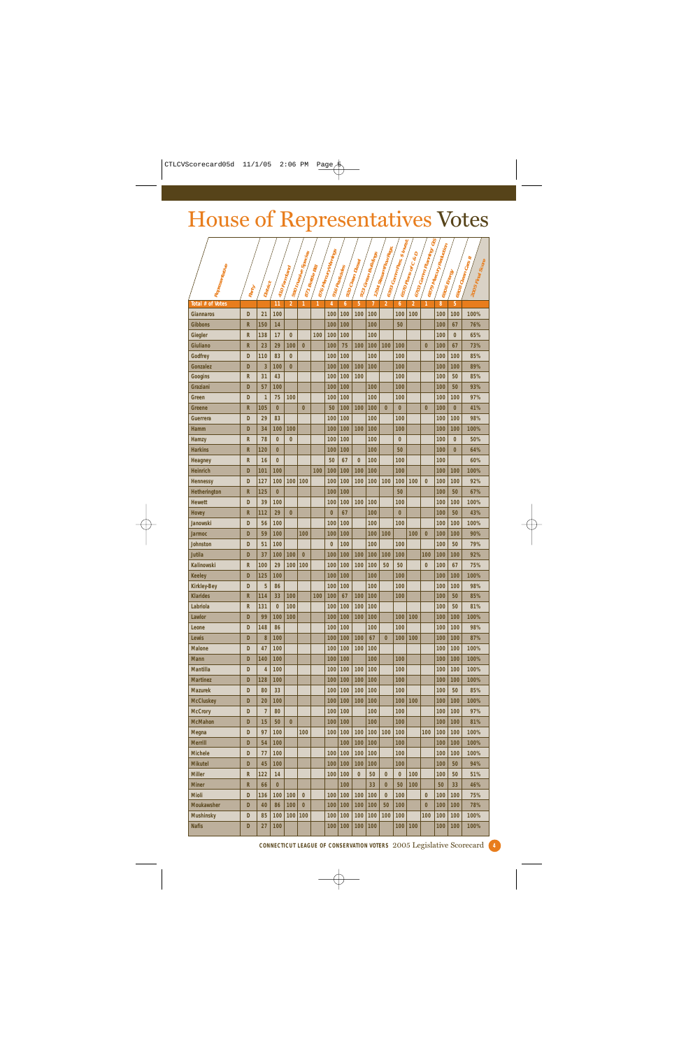# House of Representatives Votes

| Representative | Party | District | 410 Parkland | 590 Invasive Species | 871 Bottle Bill | 876 Mercury/Warnings | 916 Pesticides | 920 Clean Diesel | 923 Green Buildings | 1204 Stormwater Regs | 6393 Comm Pres & Invest | 6580 Plans of C & D | 6703 Comm Planning OG | 6879 Mercury Reduction | 6906 Energy | 6905 Clean Cars II | 2005 Final Score |
|---|---|---|---|---|---|---|---|---|---|---|---|---|---|---|---|---|---|
| Total # of Votes | | | 11 | 2 | 1 | 1 | 4 | 6 | 5 | 7 | 2 | 6 | 2 | 1 | 8 | 5 | |
| Giannaros | D | 21 | 100 | | | | 100 | 100 | 100 | 100 | | 100 | 100 | | 100 | 100 | 100% |
| Gibbons | R | 150 | 14 | | | | 100 | 100 | | 100 | | 50 | | | 100 | 67 | 76% |
| Giegler | R | 138 | 17 | 0 | | 100 | 100 | 100 | | 100 | | | | | 100 | 0 | 65% |
| Giuliano | R | 23 | 29 | 100 | 0 | | 100 | 75 | 100 | 100 | 100 | 100 | | 0 | 100 | 67 | 73% |
| Godfrey | D | 110 | 83 | 0 | | | 100 | 100 | | 100 | | 100 | | | 100 | 100 | 85% |
| Gonzalez | D | 3 | 100 | 0 | | | 100 | 100 | 100 | 100 | | 100 | | | 100 | 100 | 89% |
| Googins | R | 31 | 43 | | | | 100 | 100 | 100 | | | 100 | | | 100 | 50 | 85% |
| Graziani | D | 57 | 100 | | | | 100 | 100 | | 100 | | 100 | | | 100 | 50 | 93% |
| Green | D | 1 | 75 | 100 | | | 100 | 100 | | 100 | | 100 | | | 100 | 100 | 97% |
| Greene | R | 105 | 0 | | 0 | | 50 | 100 | 100 | 100 | 0 | 0 | | 0 | 100 | 0 | 41% |
| Guerrera | D | 29 | 83 | | | | 100 | 100 | | 100 | | 100 | | | 100 | 100 | 98% |
| Hamm | D | 34 | 100 | 100 | | | 100 | 100 | 100 | 100 | | 100 | | | 100 | 100 | 100% |
| Hamzy | R | 78 | 0 | 0 | | | 100 | 100 | | 100 | | 0 | | | 100 | 0 | 50% |
| Harkins | R | 120 | 0 | | | | 100 | 100 | | 100 | | 50 | | | 100 | 0 | 64% |
| Heagney | R | 16 | 0 | | | | 50 | 67 | 0 | 100 | | 100 | | | 100 | | 60% |
| Heinrich | D | 101 | 100 | | | 100 | 100 | 100 | 100 | 100 | | 100 | | | 100 | 100 | 100% |
| Hennessy | D | 127 | 100 | 100 | 100 | | 100 | 100 | 100 | 100 | 100 | 100 | 100 | 0 | 100 | 100 | 92% |
| Hetherington | R | 125 | 0 | | | | 100 | 100 | | | | 50 | | | 100 | 50 | 67% |
| Hewett | D | 39 | 100 | | | | 100 | 100 | 100 | 100 | | 100 | | | 100 | 100 | 100% |
| Hovey | R | 112 | 29 | 0 | | | 0 | 67 | | 100 | | 0 | | | 100 | 50 | 43% |
| Janowski | D | 56 | 100 | | | | 100 | 100 | | 100 | | 100 | | | 100 | 100 | 100% |
| Jarmoc | D | 59 | 100 | | 100 | | 100 | 100 | | 100 | 100 | | 100 | 0 | 100 | 100 | 90% |
| Johnston | D | 51 | 100 | | | | 0 | 100 | | 100 | | 100 | | | 100 | 50 | 79% |
| Jutila | D | 37 | 100 | 100 | 0 | | 100 | 100 | 100 | 100 | 100 | 100 | | 100 | 100 | 100 | 92% |
| Kalinowski | R | 100 | 29 | 100 | 100 | | 100 | 100 | 100 | 100 | 50 | 50 | | 0 | 100 | 67 | 75% |
| Keeley | D | 125 | 100 | | | | 100 | 100 | | 100 | | 100 | | | 100 | 100 | 100% |
| Kirkley-Bey | D | 5 | 86 | | | | 100 | 100 | | 100 | | 100 | | | 100 | 100 | 98% |
| Klarides | R | 114 | 33 | 100 | | 100 | 100 | 67 | 100 | 100 | | 100 | | | 100 | 50 | 85% |
| Labriola | R | 131 | 0 | 100 | | | 100 | 100 | 100 | 100 | | | | | 100 | 50 | 81% |
| Lawlor | D | 99 | 100 | 100 | | | 100 | 100 | 100 | 100 | | 100 | 100 | | 100 | 100 | 100% |
| Leone | D | 148 | 86 | | | | 100 | 100 | | 100 | | 100 | | | 100 | 100 | 98% |
| Lewis | D | 8 | 100 | | | | 100 | 100 | 100 | 67 | 0 | 100 | 100 | | 100 | 100 | 87% |
| Malone | D | 47 | 100 | | | | 100 | 100 | 100 | 100 | | | | | 100 | 100 | 100% |
| Mann | D | 140 | 100 | | | | 100 | 100 | | 100 | | 100 | | | 100 | 100 | 100% |
| Mantilla | D | 4 | 100 | | | | 100 | 100 | 100 | 100 | | 100 | | | 100 | 100 | 100% |
| Martinez | D | 128 | 100 | | | | 100 | 100 | 100 | 100 | | 100 | | | 100 | 100 | 100% |
| Mazurek | D | 80 | 33 | | | | 100 | 100 | 100 | 100 | | 100 | | | 100 | 50 | 85% |
| McCluskey | D | 20 | 100 | | | | 100 | 100 | 100 | 100 | | 100 | 100 | | 100 | 100 | 100% |
| McCrory | D | 7 | 80 | | | | 100 | 100 | | 100 | | 100 | | | 100 | 100 | 97% |
| McMahon | D | 15 | 50 | 0 | | | 100 | 100 | | 100 | | 100 | | | 100 | 100 | 81% |
| Megna | D | 97 | 100 | | 100 | | 100 | 100 | 100 | 100 | 100 | 100 | | 100 | 100 | 100 | 100% |
| Merrill | D | 54 | 100 | | | | | 100 | 100 | 100 | | 100 | | | 100 | 100 | 100% |
| Michele | D | 77 | 100 | | | | 100 | 100 | 100 | 100 | | 100 | | | 100 | 100 | 100% |
| Mikutel | D | 45 | 100 | | | | 100 | 100 | 100 | 100 | | 100 | | | 100 | 50 | 94% |
| Miller | R | 122 | 14 | | | | 100 | 100 | 0 | 50 | 0 | 0 | 100 | | 100 | 50 | 51% |
| Miner | R | 66 | 0 | | | | | 100 | | 33 | 0 | 50 | 100 | | 50 | 33 | 46% |
| Mioli | D | 136 | 100 | 100 | 0 | | 100 | 100 | 100 | 100 | 0 | 100 | | 0 | 100 | 100 | 75% |
| Moukawsher | D | 40 | 86 | 100 | 0 | | 100 | 100 | 100 | 100 | 50 | 100 | | 0 | 100 | 100 | 78% |
| Mushinsky | D | 85 | 100 | 100 | 100 | | 100 | 100 | 100 | 100 | 100 | 100 | | 100 | 100 | 100 | 100% |
| Nafis | D | 27 | 100 | | | | 100 | 100 | 100 | 100 | | 100 | 100 | | 100 | 100 | 100% |

CONNECTICUT LEAGUE OF CONSERVATION VOTERS 2005 Legislative Scorecard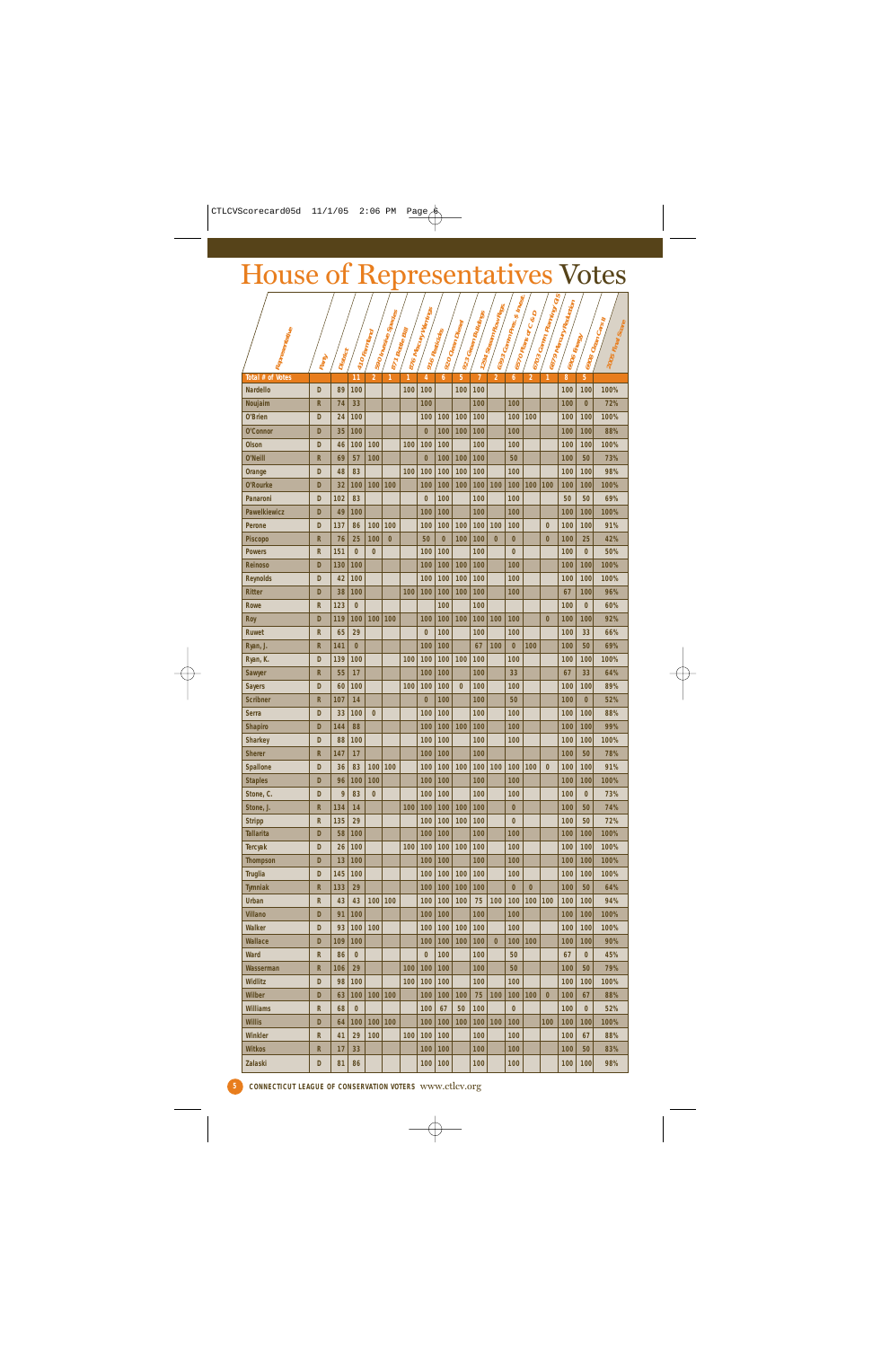# House of Representatives Votes

| Representative | Party | District | 410 Farmland | 380 Invasive Species | 871 Bottle Bill | 876 Mercury Warnings | 916 Pesticides | 920 Clean Diesel | 922 Green Buildings | 1058 Stream flow Regs | 6393 CommPres. & Indust. | 6670 Plans of C & D | 6653 Comm. Planning OLS | 6879 Mercury Reduction | 6906 Energy | 6908 Clean Cars II | 2005 Final Score |
|---|---|---|---|---|---|---|---|---|---|---|---|---|---|---|---|---|---|
| Total # of Votes | | | 11 | 2 | 1 | 1 | 4 | 6 | 5 | 7 | 2 | 6 | 2 | 1 | 3 | 5 | |
| Nardello | D | 89 | 100 | | | 100 | 100 | | 100 | 100 | | | | | 100 | 100 | 100% |
| Noujaim | R | 74 | 33 | | | | 100 | | | 100 | | 100 | | | 100 | 0 | 72% |
| O'Brien | D | 24 | 100 | | | | 100 | 100 | 100 | 100 | | 100 | 100 | | 100 | 100 | 100% |
| O'Connor | D | 35 | 100 | | | | 0 | 100 | 100 | 100 | | | | | 100 | 100 | 88% |
| Olson | D | 46 | 100 | 100 | | 100 | 100 | 100 | | 100 | | 100 | | | 100 | 100 | 100% |
| O'Neill | R | 69 | 57 | 100 | | | 0 | 100 | 100 | 100 | | 50 | | | 100 | 50 | 73% |
| Orange | D | 48 | 83 | | | 100 | 100 | 100 | 100 | 100 | | 100 | | | 100 | 100 | 98% |
| O'Rourke | D | 32 | 100 | 100 | 100 | | 100 | 100 | 100 | 100 | 100 | 100 | 100 | 100 | 100 | 100 | 100% |
| Panaroni | D | 102 | 83 | | | | 0 | 100 | | 100 | | 100 | | | 50 | 50 | 69% |
| Pawelkiewicz | D | 49 | 100 | | | | 100 | 100 | | 100 | | 100 | | | 100 | 100 | 100% |
| Perone | D | 137 | 86 | 100 | 100 | | 100 | 100 | 100 | 100 | 100 | 100 | | 0 | 100 | 100 | 91% |
| Piscopo | R | 76 | 25 | 100 | 0 | | 50 | 0 | 100 | 100 | 0 | 0 | | 0 | 100 | 25 | 42% |
| Powers | R | 151 | 0 | 0 | | | 100 | 100 | | 100 | | 0 | | | 100 | 0 | 50% |
| Reinoso | D | 130 | 100 | | | | 100 | 100 | 100 | 100 | | 100 | | | 100 | 100 | 100% |
| Reynolds | D | 42 | 100 | | | | 100 | 100 | 100 | 100 | | 100 | | | 100 | 100 | 100% |
| Ritter | D | 38 | 100 | | | 100 | 100 | 100 | 100 | 100 | | 100 | | | 67 | 100 | 96% |
| Rowe | R | 123 | 0 | | | | | 100 | | 100 | | | | | 100 | 0 | 60% |
| Roy | D | 119 | 100 | 100 | 100 | | 100 | 100 | 100 | 100 | 100 | 100 | | 0 | 100 | 100 | 92% |
| Ruwet | R | 65 | 29 | | | | 0 | 100 | | 100 | | 100 | | | 100 | 33 | 66% |
| Ryan, J. | R | 141 | 0 | | | | 100 | 100 | | 67 | 100 | 0 | 100 | | 100 | 50 | 69% |
| Ryan, K. | D | 139 | 100 | | | 100 | 100 | 100 | 100 | 100 | | 100 | | | 100 | 100 | 100% |
| Sawyer | R | 55 | 17 | | | | 100 | 100 | | 100 | | 33 | | | 67 | 33 | 64% |
| Sayers | D | 60 | 100 | | | 100 | 100 | 100 | 0 | 100 | | 100 | | | 100 | 100 | 89% |
| Scribner | R | 107 | 14 | | | | 0 | 100 | | 100 | | 50 | | | 100 | 0 | 52% |
| Serra | D | 33 | 100 | 0 | | | 100 | 100 | | 100 | | 100 | | | 100 | 100 | 88% |
| Shapiro | D | 144 | 88 | | | | 100 | 100 | 100 | 100 | | 100 | | | 100 | 100 | 99% |
| Sharkey | D | 88 | 100 | | | | 100 | 100 | | 100 | | 100 | | | 100 | 100 | 100% |
| Sherer | R | 147 | 17 | | | | 100 | 100 | | 100 | | | | | 100 | 50 | 78% |
| Spallone | D | 36 | 83 | 100 | 100 | | 100 | 100 | 100 | 100 | 100 | 100 | 100 | 0 | 100 | 100 | 91% |
| Staples | D | 96 | 100 | 100 | | | 100 | 100 | | 100 | | 100 | | | 100 | 100 | 100% |
| Stone, C. | D | 9 | 83 | 0 | | | 100 | 100 | | 100 | | 100 | | | 100 | 0 | 73% |
| Stone, J. | R | 134 | 14 | | | 100 | 100 | 100 | 100 | 100 | | 0 | | | 100 | 50 | 74% |
| Stripp | R | 135 | 29 | | | | 100 | 100 | 100 | 100 | | 0 | | | 100 | 50 | 72% |
| Tallarita | D | 58 | 100 | | | | 100 | 100 | | 100 | | 100 | | | 100 | 100 | 100% |
| Tercyak | D | 26 | 100 | | | 100 | 100 | 100 | 100 | 100 | | 100 | | | 100 | 100 | 100% |
| Thompson | D | 13 | 100 | | | | 100 | 100 | | 100 | | 100 | | | 100 | 100 | 100% |
| Truglia | D | 145 | 100 | | | | 100 | 100 | 100 | 100 | | 100 | | | 100 | 100 | 100% |
| Tymniak | R | 133 | 29 | | | | 100 | 100 | 100 | 100 | | 0 | 0 | | 100 | 50 | 64% |
| Urban | R | 43 | 43 | 100 | 100 | | 100 | 100 | 100 | 75 | 100 | 100 | 100 | 100 | 100 | 100 | 94% |
| Villano | D | 91 | 100 | | | | 100 | 100 | | 100 | | 100 | | | 100 | 100 | 100% |
| Walker | D | 93 | 100 | 100 | | | 100 | 100 | 100 | 100 | | 100 | | | 100 | 100 | 100% |
| Wallace | D | 109 | 100 | | | | 100 | 100 | 100 | 100 | 0 | 100 | 100 | | 100 | 100 | 90% |
| Ward | R | 86 | 0 | | | | 0 | 100 | | 100 | | 50 | | | 67 | 0 | 45% |
| Wasserman | R | 106 | 29 | | | 100 | 100 | 100 | | 100 | | 50 | | | 100 | 50 | 79% |
| Widlitz | D | 98 | 100 | | | 100 | 100 | 100 | | 100 | | 100 | | | 100 | 100 | 100% |
| Wilber | D | 63 | 100 | 100 | 100 | | 100 | 100 | 100 | 75 | 100 | 100 | 100 | 0 | 100 | 67 | 88% |
| Williams | R | 68 | 0 | | | | 100 | 67 | 50 | 100 | | 0 | | | 100 | 0 | 52% |
| Willis | D | 64 | 100 | 100 | 100 | | 100 | 100 | 100 | 100 | 100 | 100 | | 100 | 100 | 100 | 100% |
| Winkler | R | 41 | 29 | 100 | | 100 | 100 | 100 | | 100 | | 100 | | | 100 | 67 | 88% |
| Witkos | R | 17 | 33 | | | | 100 | 100 | | 100 | | 100 | | | 100 | 50 | 83% |
| Zalaski | D | 81 | 86 | | | | 100 | 100 | | 100 | | 100 | | | 100 | 100 | 98% |

**CONNECTICUT LEAGUE OF CONSERVATION VOTERS** www.ctlcv.org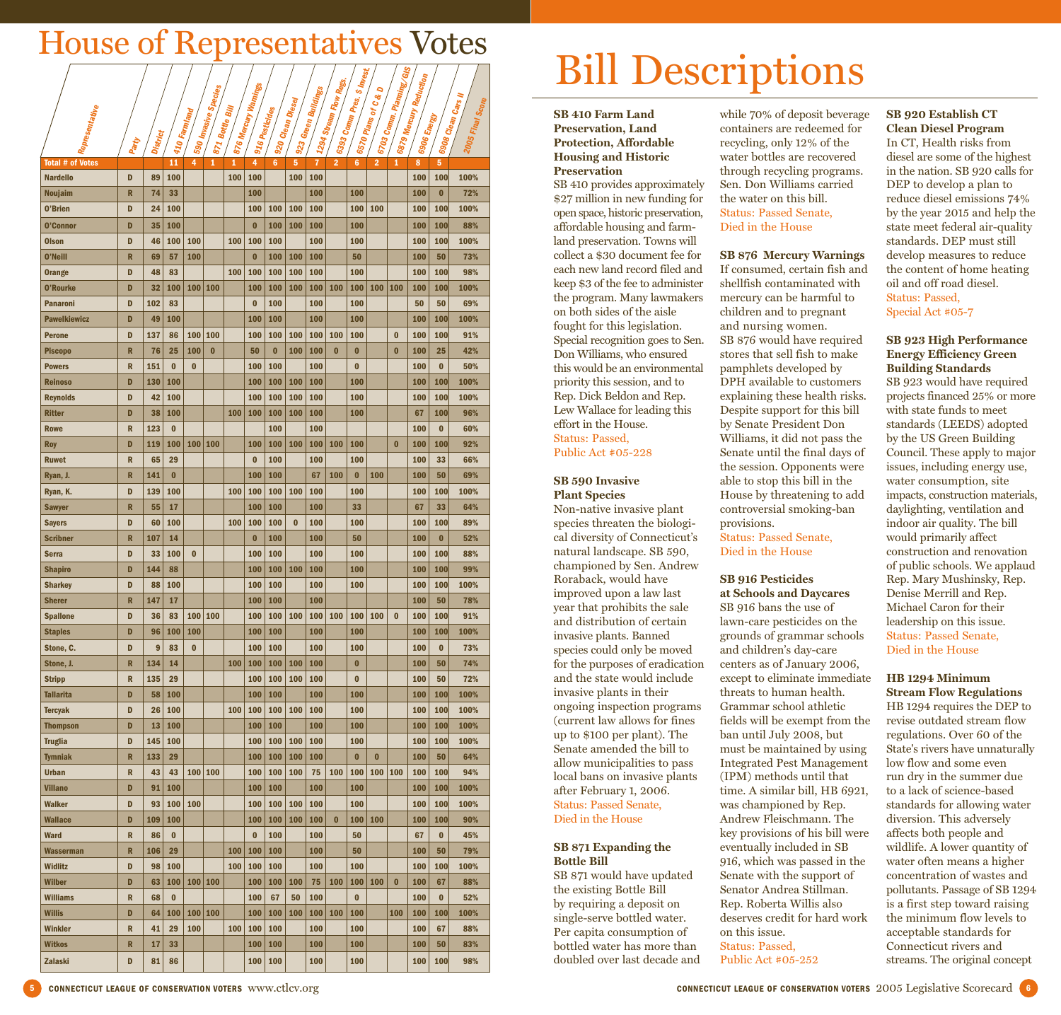# House of Representatives Votes

| Representative | Party | District | 410 Farmland | 590 Invasive Species | 871 Bottle Bill | 876 Mercury Warnings | 916 Pesticides | 920 Clean Diesel | 923 Green Buildings | 1294 Stream Flow Regs. | 6393 Comm Pres. $ Invest. | 6570 Plans of C & D | 6703 Comm. Planning/GIS | 6879 Mercury Reduction | 6906 Energy | 6908 Clean Cars II | 2005 Final Score |
|---|---|---|---|---|---|---|---|---|---|---|---|---|---|---|---|---|---|
| Total # of Votes | | | 11 | 4 | 1 | 1 | 4 | 6 | 5 | 7 | 2 | 6 | 2 | 1 | 8 | 5 | |
| Nardello | D | 89 | 100 | | | 100 | 100 | | 100 | 100 | | | | | 100 | 100 | 100% |
| Noujaim | R | 74 | 33 | | | | 100 | | | 100 | | 100 | | | 100 | 0 | 72% |
| O'Brien | D | 24 | 100 | | | | 100 | 100 | 100 | 100 | | 100 | 100 | | 100 | 100 | 100% |
| O'Connor | D | 35 | 100 | | | | 0 | 100 | 100 | 100 | | 100 | | | 100 | 100 | 88% |
| Olson | D | 46 | 100 | 100 | | 100 | 100 | 100 | | 100 | | 100 | | | 100 | 100 | 100% |
| O'Neill | R | 69 | 57 | 100 | | | 0 | 100 | 100 | 100 | | 50 | | | 100 | 50 | 73% |
| Orange | D | 48 | 83 | | | 100 | 100 | 100 | 100 | 100 | | 100 | | | 100 | 100 | 98% |
| O'Rourke | D | 32 | 100 | 100 | 100 | | 100 | 100 | 100 | 100 | 100 | 100 | 100 | 100 | 100 | 100 | 100% |
| Panaroni | D | 102 | 83 | | | | 0 | 100 | | 100 | | 100 | | | 50 | 50 | 69% |
| Pawelkiewicz | D | 49 | 100 | | | | 100 | 100 | | 100 | | 100 | | | 100 | 100 | 100% |
| Perone | D | 137 | 86 | 100 | 100 | | 100 | 100 | 100 | 100 | 100 | 100 | | 0 | 100 | 100 | 91% |
| Piscopo | R | 76 | 25 | 100 | 0 | | 50 | 0 | 100 | 100 | 0 | 0 | | 0 | 100 | 25 | 42% |
| Powers | R | 151 | 0 | 0 | | | 100 | 100 | | 100 | | 0 | | | 100 | 0 | 50% |
| Reinoso | D | 130 | 100 | | | | 100 | 100 | 100 | 100 | | 100 | | | 100 | 100 | 100% |
| Reynolds | D | 42 | 100 | | | | 100 | 100 | 100 | 100 | | 100 | | | 100 | 100 | 100% |
| Ritter | D | 38 | 100 | | | 100 | 100 | 100 | 100 | 100 | | 100 | | | 67 | 100 | 96% |
| Rowe | R | 123 | 0 | | | | | 100 | | 100 | | | | | 100 | 0 | 60% |
| Roy | D | 119 | 100 | 100 | 100 | | 100 | 100 | 100 | 100 | 100 | 100 | | 0 | 100 | 100 | 92% |
| Ruwet | R | 65 | 29 | | | | 0 | 100 | | 100 | | 100 | | | 100 | 33 | 66% |
| Ryan, J. | R | 141 | 0 | | | | 100 | 100 | | 67 | 100 | 0 | 100 | | 100 | 50 | 69% |
| Ryan, K. | D | 139 | 100 | | | 100 | 100 | 100 | 100 | 100 | | 100 | | | 100 | 100 | 100% |
| Sawyer | R | 55 | 17 | | | | 100 | 100 | | 100 | | 33 | | | 67 | 33 | 64% |
| Sayers | D | 60 | 100 | | | 100 | 100 | 100 | 0 | 100 | | 100 | | | 100 | 100 | 89% |
| Scribner | R | 107 | 14 | | | | 0 | 100 | | 100 | | 50 | | | 100 | 0 | 52% |
| Serra | D | 33 | 100 | 0 | | | 100 | 100 | | 100 | | 100 | | | 100 | 100 | 88% |
| Shapiro | D | 144 | 88 | | | | 100 | 100 | 100 | 100 | | 100 | | | 100 | 100 | 99% |
| Sharkey | D | 88 | 100 | | | | 100 | 100 | | 100 | | 100 | | | 100 | 100 | 100% |
| Sherer | R | 147 | 17 | | | | 100 | 100 | | 100 | | | | | 100 | 50 | 78% |
| Spallone | D | 36 | 83 | 100 | 100 | | 100 | 100 | 100 | 100 | 100 | 100 | 100 | 0 | 100 | 100 | 91% |
| Staples | D | 96 | 100 | 100 | | | 100 | 100 | | 100 | | 100 | | | 100 | 100 | 100% |
| Stone, C. | D | 9 | 83 | 0 | | | 100 | 100 | | 100 | | 100 | | | 100 | 0 | 73% |
| Stone, J. | R | 134 | 14 | | | 100 | 100 | 100 | 100 | 100 | | 0 | | | 100 | 50 | 74% |
| Stripp | R | 135 | 29 | | | | 100 | 100 | 100 | 100 | | 0 | | | 100 | 50 | 72% |
| Tallarita | D | 58 | 100 | | | | 100 | 100 | | 100 | | 100 | | | 100 | 100 | 100% |
| Tercyak | D | 26 | 100 | | | 100 | 100 | 100 | 100 | 100 | | 100 | | | 100 | 100 | 100% |
| Thompson | D | 13 | 100 | | | | 100 | 100 | | 100 | | 100 | | | 100 | 100 | 100% |
| Truglia | D | 145 | 100 | | | | 100 | 100 | 100 | 100 | | 100 | | | 100 | 100 | 100% |
| Tymniak | R | 133 | 29 | | | | 100 | 100 | 100 | 100 | | 0 | 0 | | 100 | 50 | 64% |
| Urban | R | 43 | 43 | 100 | 100 | | 100 | 100 | 100 | 75 | 100 | 100 | 100 | 100 | 100 | 100 | 94% |
| Villano | D | 91 | 100 | | | | 100 | 100 | | 100 | | 100 | | | 100 | 100 | 100% |
| Walker | D | 93 | 100 | 100 | | | 100 | 100 | 100 | 100 | | 100 | | | 100 | 100 | 100% |
| Wallace | D | 109 | 100 | | | | 100 | 100 | 100 | 100 | 0 | 100 | 100 | | 100 | 100 | 90% |
| Ward | R | 86 | 0 | | | | 0 | 100 | | 100 | | 50 | | | 67 | 0 | 45% |
| Wasserman | R | 106 | 29 | | | 100 | 100 | 100 | | 100 | | 50 | | | 100 | 50 | 79% |
| Widlitz | D | 98 | 100 | | | 100 | 100 | 100 | | 100 | | 100 | | | 100 | 100 | 100% |
| Wilber | D | 63 | 100 | 100 | 100 | | 100 | 100 | 100 | 75 | 100 | 100 | 100 | 0 | 100 | 67 | 88% |
| Williams | R | 68 | 0 | | | | 100 | 67 | 50 | 100 | | 0 | | | 100 | 0 | 52% |
| Willis | D | 64 | 100 | 100 | 100 | | 100 | 100 | 100 | 100 | 100 | 100 | | 100 | 100 | 100 | 100% |
| Winkler | R | 41 | 29 | 100 | | 100 | 100 | 100 | | 100 | | 100 | | | 100 | 67 | 88% |
| Witkos | R | 17 | 33 | | | | 100 | 100 | | 100 | | 100 | | | 100 | 50 | 83% |
| Zalaski | D | 81 | 86 | | | | 100 | 100 | | 100 | | 100 | | | 100 | 100 | 98% |

# Bill Descriptions

**SB 410 Farm Land Preservation, Land Protection, Affordable Housing and Historic Preservation**
SB 410 provides approximately $27 million in new funding for open space, historic preservation, affordable housing and farmland preservation. Towns will collect a $30 document fee for each new land record filed and keep $3 of the fee to administer the program. Many lawmakers on both sides of the aisle fought for this legislation. Special recognition goes to Sen. Don Williams, who ensured this would be an environmental priority this session, and to Rep. Dick Beldon and Rep. Lew Wallace for leading this effort in the House.
Status: Passed, Public Act #05-228

**SB 590 Invasive Plant Species**
Non-native invasive plant species threaten the biological diversity of Connecticut's natural landscape. SB 590, championed by Sen. Andrew Roraback, would have improved upon a law last year that prohibits the sale and distribution of certain invasive plants. Banned species could only be moved for the purposes of eradication and the state would include invasive plants in their ongoing inspection programs (current law allows for fines up to $100 per plant). The Senate amended the bill to allow municipalities to pass local bans on invasive plants after February 1, 2006.
Status: Passed Senate, Died in the House

**SB 871 Expanding the Bottle Bill**
SB 871 would have updated the existing Bottle Bill by requiring a deposit on single-serve bottled water. Per capita consumption of bottled water has more than doubled over last decade and while 70% of deposit beverage containers are redeemed for recycling, only 12% of the water bottles are recovered through recycling programs. Sen. Don Williams carried the water on this bill.
Status: Passed Senate, Died in the House

**SB 876 Mercury Warnings**
If consumed, certain fish and shellfish contaminated with mercury can be harmful to children and to pregnant and nursing women. SB 876 would have required stores that sell fish to make pamphlets developed by DPH available to customers explaining these health risks. Despite support for this bill by Senate President Don Williams, it did not pass the Senate until the final days of the session. Opponents were able to stop this bill in the House by threatening to add controversial smoking-ban provisions.
Status: Passed Senate, Died in the House

**SB 916 Pesticides at Schools and Daycares**
SB 916 bans the use of lawn-care pesticides on the grounds of grammar schools and children's day-care centers as of January 2006, except to eliminate immediate threats to human health. Grammar school athletic fields will be exempt from the ban until July 2008, but must be maintained by using Integrated Pest Management (IPM) methods until that time. A similar bill, HB 6921, was championed by Rep. Andrew Fleischmann. The key provisions of his bill were eventually included in SB 916, which was passed in the Senate with the support of Senator Andrea Stillman. Rep. Roberta Willis also deserves credit for hard work on this issue.
Status: Passed, Public Act #05-252

**SB 920 Establish CT Clean Diesel Program**
In CT, Health risks from diesel are some of the highest in the nation. SB 920 calls for DEP to develop a plan to reduce diesel emissions 74% by the year 2015 and help the state meet federal air-quality standards. DEP must still develop measures to reduce the content of home heating oil and off road diesel.
Status: Passed, Special Act #05-7

**SB 923 High Performance Energy Efficiency Green Building Standards**
SB 923 would have required projects financed 25% or more with state funds to meet standards (LEEDS) adopted by the US Green Building Council. These apply to major issues, including energy use, water consumption, site impacts, construction materials, daylighting, ventilation and indoor air quality. The bill would primarily affect construction and renovation of public schools. We applaud Rep. Mary Mushinsky, Rep. Denise Merrill and Rep. Michael Caron for their leadership on this issue.
Status: Passed Senate, Died in the House

**HB 1294 Minimum Stream Flow Regulations**
HB 1294 requires the DEP to revise outdated stream flow regulations. Over 60 of the State's rivers have unnaturally low flow and some even run dry in the summer due to a lack of science-based standards for allowing water diversion. This adversely affects both people and wildlife. A lower quantity of water often means a higher concentration of wastes and pollutants. Passage of SB 1294 is a first step toward raising the minimum flow levels to acceptable standards for Connecticut rivers and streams. The original concept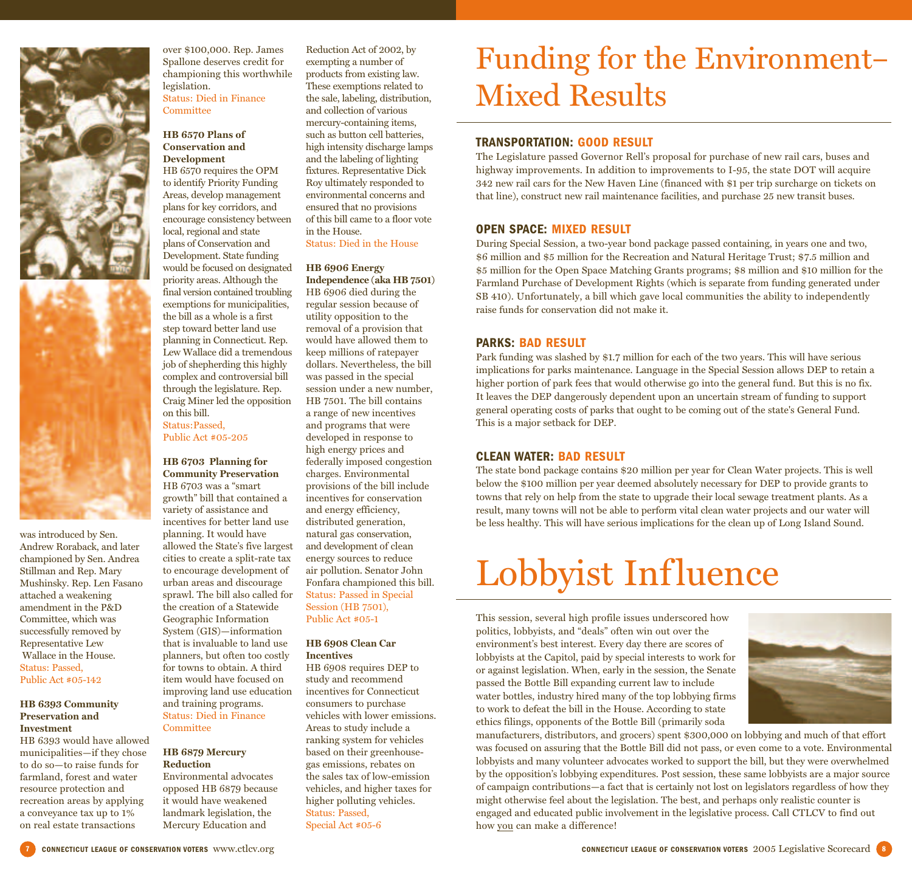was introduced by Sen. Andrew Roraback, and later championed by Sen. Andrea Stillman and Rep. Mary Mushinsky. Rep. Len Fasano attached a weakening amendment in the P&D Committee, which was successfully removed by Representative Lew Wallace in the House.
Status: Passed, Public Act #05-142

**HB 6393 Community Preservation and Investment**
HB 6393 would have allowed municipalities—if they chose to do so—to raise funds for farmland, forest and water resource protection and recreation areas by applying a conveyance tax up to 1% on real estate transactions over $100,000. Rep. James Spallone deserves credit for championing this worthwhile legislation.
Status: Died in Finance Committee

**HB 6570 Plans of Conservation and Development**
HB 6570 requires the OPM to identify Priority Funding Areas, develop management plans for key corridors, and encourage consistency between local, regional and state plans of Conservation and Development. State funding would be focused on designated priority areas. Although the final version contained troubling exemptions for municipalities, the bill as a whole is a first step toward better land use planning in Connecticut. Rep. Lew Wallace did a tremendous job of shepherding this highly complex and controversial bill through the legislature. Rep. Craig Miner led the opposition on this bill.
Status:Passed, Public Act #05-205

**HB 6703 Planning for Community Preservation**
HB 6703 was a "smart growth" bill that contained a variety of assistance and incentives for better land use planning. It would have allowed the State's five largest cities to create a split-rate tax to encourage development of urban areas and discourage sprawl. The bill also called for the creation of a Statewide Geographic Information System (GIS)—information that is invaluable to land use planners, but often too costly for towns to obtain. A third item would have focused on improving land use education and training programs.
Status: Died in Finance Committee

**HB 6879 Mercury Reduction**
Environmental advocates opposed HB 6879 because it would have weakened landmark legislation, the Mercury Education and Reduction Act of 2002, by exempting a number of products from existing law. These exemptions related to the sale, labeling, distribution, and collection of various mercury-containing items, such as button cell batteries, high intensity discharge lamps and the labeling of lighting fixtures. Representative Dick Roy ultimately responded to environmental concerns and ensured that no provisions of this bill came to a floor vote in the House.
Status: Died in the House

**HB 6906 Energy Independence (aka HB 7501)**
HB 6906 died during the regular session because of utility opposition to the removal of a provision that would have allowed them to keep millions of ratepayer dollars. Nevertheless, the bill was passed in the special session under a new number, HB 7501. The bill contains a range of new incentives and programs that were developed in response to high energy prices and federally imposed congestion charges. Environmental provisions of the bill include incentives for conservation and energy efficiency, distributed generation, natural gas conservation, and development of clean energy sources to reduce air pollution. Senator John Fonfara championed this bill.
Status: Passed in Special Session (HB 7501), Public Act #05-1

**HB 6908 Clean Car Incentives**
HB 6908 requires DEP to study and recommend incentives for Connecticut consumers to purchase vehicles with lower emissions. Areas to study include a ranking system for vehicles based on their greenhouse-gas emissions, rebates on the sales tax of low-emission vehicles, and higher taxes for higher polluting vehicles.
Status: Passed, Special Act #05-6

# Funding for the Environment–Mixed Results

**TRANSPORTATION: GOOD RESULT**
The Legislature passed Governor Rell's proposal for purchase of new rail cars, buses and highway improvements. In addition to improvements to I-95, the state DOT will acquire 342 new rail cars for the New Haven Line (financed with $1 per trip surcharge on tickets on that line), construct new rail maintenance facilities, and purchase 25 new transit buses.

**OPEN SPACE: MIXED RESULT**
During Special Session, a two-year bond package passed containing, in years one and two, $6 million and $5 million for the Recreation and Natural Heritage Trust; $7.5 million and $5 million for the Open Space Matching Grants programs; $8 million and $10 million for the Farmland Purchase of Development Rights (which is separate from funding generated under SB 410). Unfortunately, a bill which gave local communities the ability to independently raise funds for conservation did not make it.

**PARKS: BAD RESULT**
Park funding was slashed by $1.7 million for each of the two years. This will have serious implications for parks maintenance. Language in the Special Session allows DEP to retain a higher portion of park fees that would otherwise go into the general fund. But this is no fix. It leaves the DEP dangerously dependent upon an uncertain stream of funding to support general operating costs of parks that ought to be coming out of the state's General Fund. This is a major setback for DEP.

**CLEAN WATER: BAD RESULT**
The state bond package contains $20 million per year for Clean Water projects. This is well below the $100 million per year deemed absolutely necessary for DEP to provide grants to towns that rely on help from the state to upgrade their local sewage treatment plants. As a result, many towns will not be able to perform vital clean water projects and our water will be less healthy. This will have serious implications for the clean up of Long Island Sound.

# Lobbyist Influence

This session, several high profile issues underscored how politics, lobbyists, and "deals" often win out over the environment's best interest. Every day there are scores of lobbyists at the Capitol, paid by special interests to work for or against legislation. When, early in the session, the Senate passed the Bottle Bill expanding current law to include water bottles, industry hired many of the top lobbying firms to work to defeat the bill in the House. According to state ethics filings, opponents of the Bottle Bill (primarily soda manufacturers, distributors, and grocers) spent $300,000 on lobbying and much of that effort was focused on assuring that the Bottle Bill did not pass, or even come to a vote. Environmental lobbyists and many volunteer advocates worked to support the bill, but they were overwhelmed by the opposition's lobbying expenditures. Post session, these same lobbyists are a major source of campaign contributions—a fact that is certainly not lost on legislators regardless of how they might otherwise feel about the legislation. The best, and perhaps only realistic counter is engaged and educated public involvement in the legislative process. Call CTLCV to find out how you can make a difference!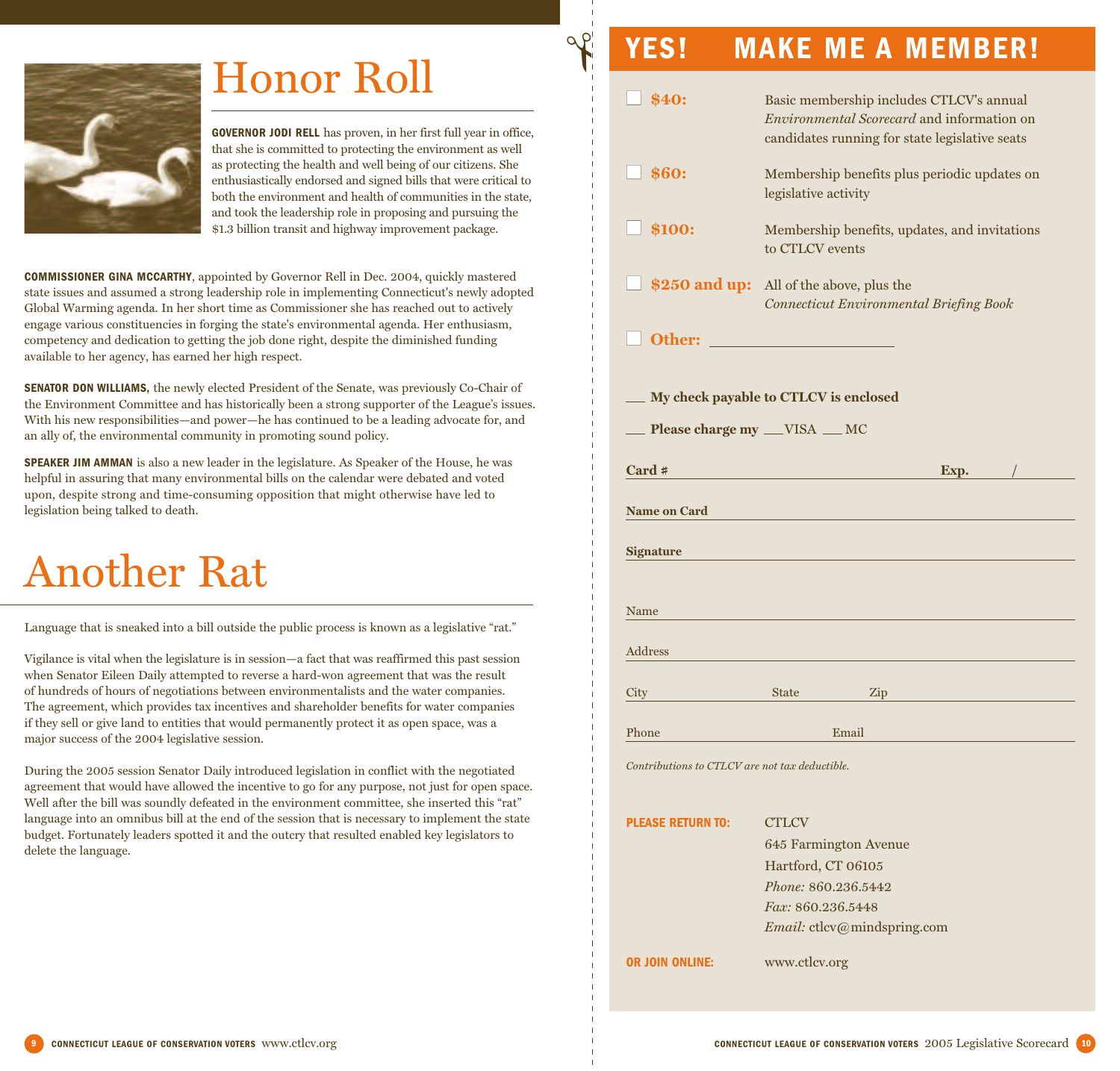# Honor Roll

**GOVERNOR JODI RELL** has proven, in her first full year in office, that she is committed to protecting the environment as well as protecting the health and well being of our citizens. She enthusiastically endorsed and signed bills that were critical to both the environment and health of communities in the state, and took the leadership role in proposing and pursuing the $1.3 billion transit and highway improvement package.

**COMMISSIONER GINA MCCARTHY**, appointed by Governor Rell in Dec. 2004, quickly mastered state issues and assumed a strong leadership role in implementing Connecticut's newly adopted Global Warming agenda. In her short time as Commissioner she has reached out to actively engage various constituencies in forging the state's environmental agenda. Her enthusiasm, competency and dedication to getting the job done right, despite the diminished funding available to her agency, has earned her high respect.

**SENATOR DON WILLIAMS,** the newly elected President of the Senate, was previously Co-Chair of the Environment Committee and has historically been a strong supporter of the League's issues. With his new responsibilities—and power—he has continued to be a leading advocate for, and an ally of, the environmental community in promoting sound policy.

**SPEAKER JIM AMMAN** is also a new leader in the legislature. As Speaker of the House, he was helpful in assuring that many environmental bills on the calendar were debated and voted upon, despite strong and time-consuming opposition that might otherwise have led to legislation being talked to death.

# Another Rat

Language that is sneaked into a bill outside the public process is known as a legislative "rat."

Vigilance is vital when the legislature is in session—a fact that was reaffirmed this past session when Senator Eileen Daily attempted to reverse a hard-won agreement that was the result of hundreds of hours of negotiations between environmentalists and the water companies. The agreement, which provides tax incentives and shareholder benefits for water companies if they sell or give land to entities that would permanently protect it as open space, was a major success of the 2004 legislative session.

During the 2005 session Senator Daily introduced legislation in conflict with the negotiated agreement that would have allowed the incentive to go for any purpose, not just for open space. Well after the bill was soundly defeated in the environment committee, she inserted this "rat" language into an omnibus bill at the end of the session that is necessary to implement the state budget. Fortunately leaders spotted it and the outcry that resulted enabled key legislators to delete the language.

# YES! MAKE ME A MEMBER!

- ☐ **$40:** Basic membership includes CTLCV's annual *Environmental Scorecard* and information on candidates running for state legislative seats
- ☐ **$60:** Membership benefits plus periodic updates on legislative activity
- ☐ **$100:** Membership benefits, updates, and invitations to CTLCV events
- ☐ **$250 and up:** All of the above, plus the *Connecticut Environmental Briefing Book*
- ☐ **Other:** ____________________

___ **My check payable to CTLCV is enclosed**

___ **Please charge my** ___VISA ___ MC

**Card #** ______________________ **Exp.** ____/____

**Name on Card** ______________________

**Signature** ______________________

Name ______________________

Address ______________________

City ____________ State ________ Zip ________

Phone ____________ Email ____________

*Contributions to CTLCV are not tax deductible.*

**PLEASE RETURN TO:**
CTLCV
645 Farmington Avenue
Hartford, CT 06105
*Phone:* 860.236.5442
*Fax:* 860.236.5448
*Email:* ctlcv@mindspring.com

**OR JOIN ONLINE:** www.ctlcv.org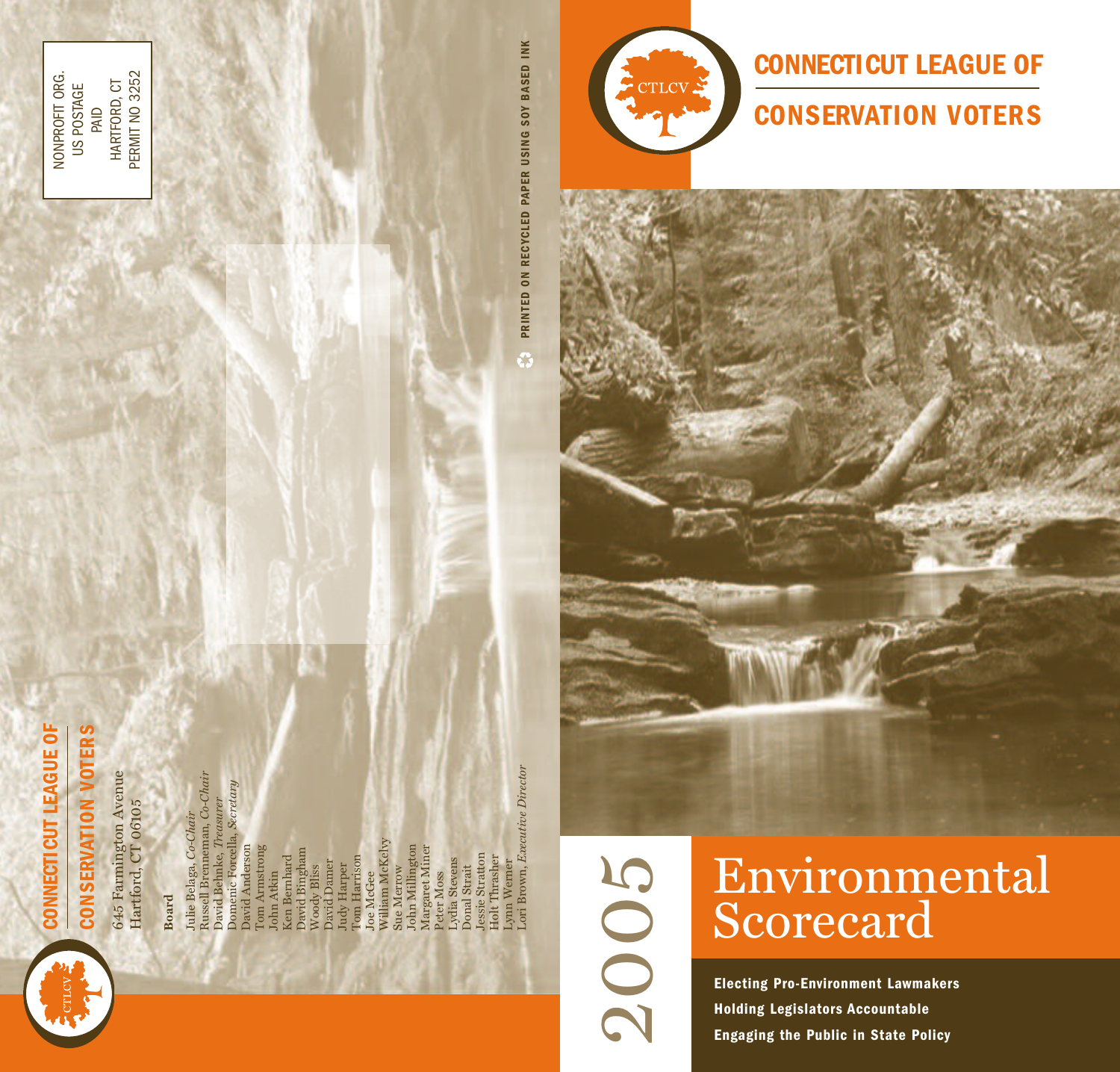NONPROFIT ORG.
US POSTAGE
PAID
HARTFORD, CT
PERMIT NO 3252

**CONNECTICUT LEAGUE OF CONSERVATION VOTERS**

645 Farmington Avenue
Hartford, CT 06105

**Board**

Julie Belaga, *Co-Chair*
Russell Brenneman, *Co-Chair*
David Behnke, *Treasurer*
Domenic Forcella, *Secretary*
David Anderson
Tom Armstrong
John Atkin
Ken Bernhard
David Bingham
Woody Bliss
David Damer
Judy Harper
Tom Harrison
Joe McGee
William McKelvy
Sue Merrow
John Millington
Margaret Miner
Peter Moss
Lydia Stevens
Donal Strait
Jessie Stratton
Holt Thrasher
Lynn Werner
Lori Brown, *Executive Director*

PRINTED ON RECYCLED PAPER USING SOY BASED INK

CTLCV

# CONNECTICUT LEAGUE OF CONSERVATION VOTERS

# 2005 Environmental Scorecard

**Electing Pro-Environment Lawmakers**
**Holding Legislators Accountable**
**Engaging the Public in State Policy**